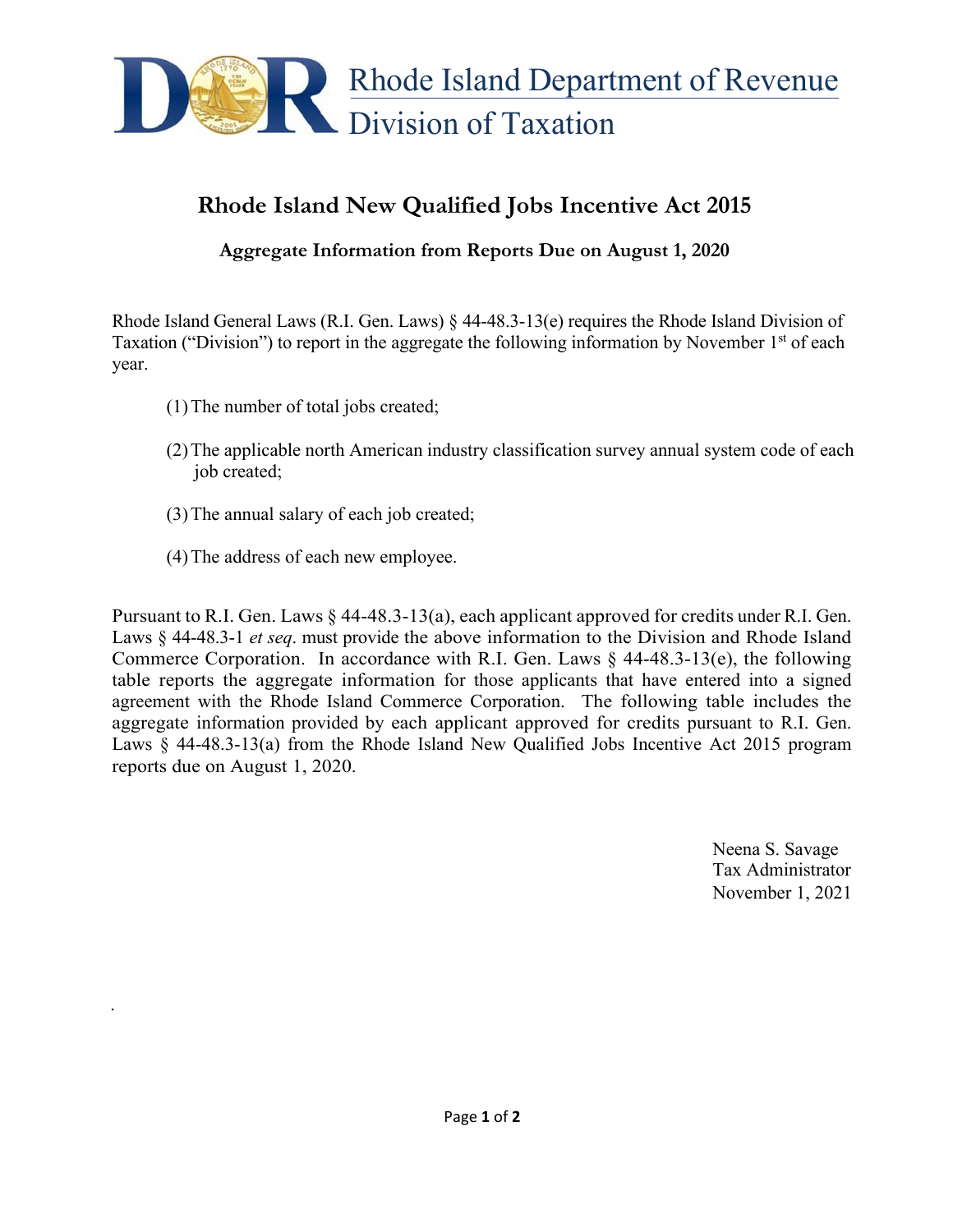Rhode Island Department of Revenue
Division of Taxation

# Rhode Island New Qualified Jobs Incentive Act 2015

## Aggregate Information from Reports Due on August 1, 2020

Rhode Island General Laws (R.I. Gen. Laws) § 44-48.3-13(e) requires the Rhode Island Division of Taxation ("Division") to report in the aggregate the following information by November 1st of each year.

(1) The number of total jobs created;

(2) The applicable north American industry classification survey annual system code of each job created;

(3) The annual salary of each job created;

(4) The address of each new employee.

Pursuant to R.I. Gen. Laws § 44-48.3-13(a), each applicant approved for credits under R.I. Gen. Laws § 44-48.3-1 *et seq*. must provide the above information to the Division and Rhode Island Commerce Corporation. In accordance with R.I. Gen. Laws § 44-48.3-13(e), the following table reports the aggregate information for those applicants that have entered into a signed agreement with the Rhode Island Commerce Corporation. The following table includes the aggregate information provided by each applicant approved for credits pursuant to R.I. Gen. Laws § 44-48.3-13(a) from the Rhode Island New Qualified Jobs Incentive Act 2015 program reports due on August 1, 2020.

Neena S. Savage
Tax Administrator
November 1, 2021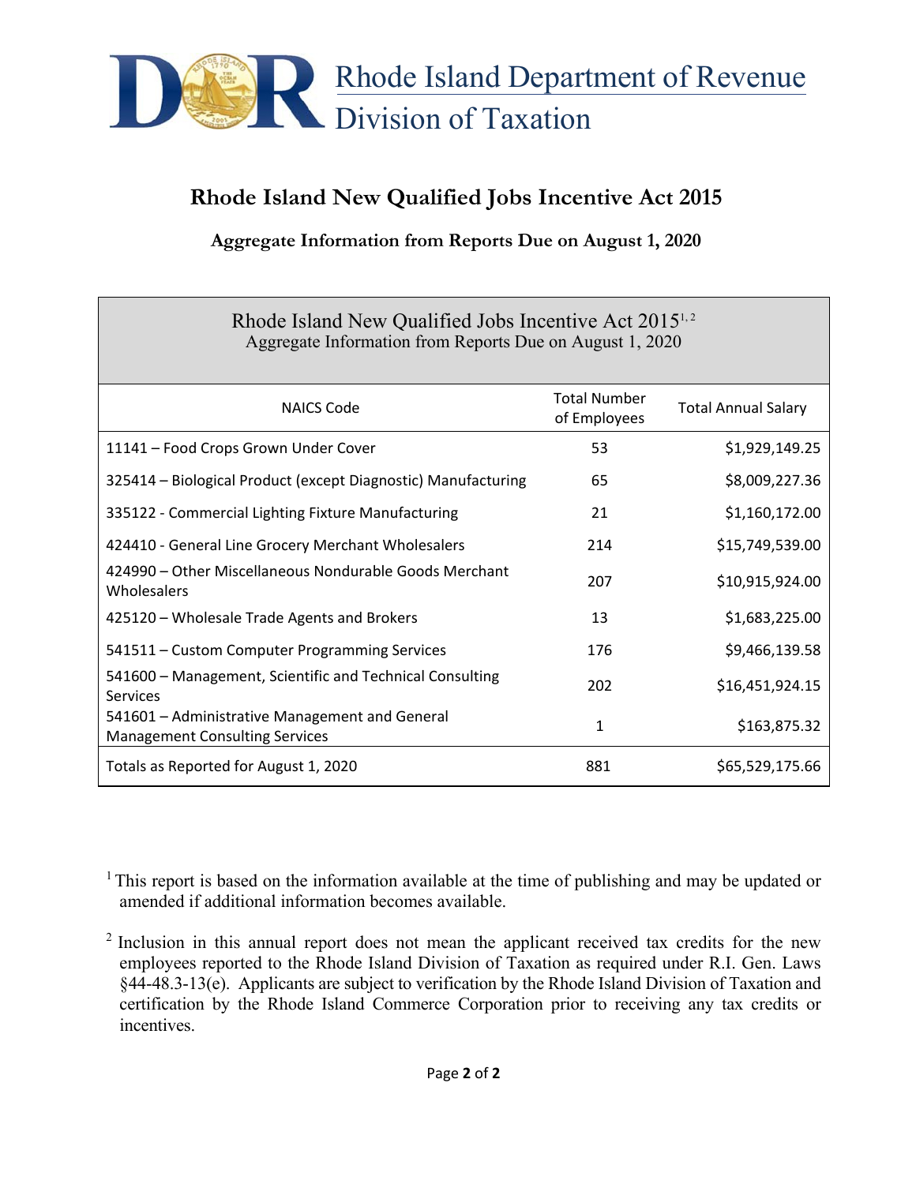Rhode Island Department of Revenue
Division of Taxation

# Rhode Island New Qualified Jobs Incentive Act 2015

## Aggregate Information from Reports Due on August 1, 2020

| Rhode Island New Qualified Jobs Incentive Act 2015[1, 2] Aggregate Information from Reports Due on August 1, 2020 | | |
|---|---|---|
| NAICS Code | Total Number of Employees | Total Annual Salary |
| 11141 – Food Crops Grown Under Cover | 53 | $1,929,149.25 |
| 325414 – Biological Product (except Diagnostic) Manufacturing | 65 | $8,009,227.36 |
| 335122 - Commercial Lighting Fixture Manufacturing | 21 | $1,160,172.00 |
| 424410 - General Line Grocery Merchant Wholesalers | 214 | $15,749,539.00 |
| 424990 – Other Miscellaneous Nondurable Goods Merchant Wholesalers | 207 | $10,915,924.00 |
| 425120 – Wholesale Trade Agents and Brokers | 13 | $1,683,225.00 |
| 541511 – Custom Computer Programming Services | 176 | $9,466,139.58 |
| 541600 – Management, Scientific and Technical Consulting Services | 202 | $16,451,924.15 |
| 541601 – Administrative Management and General Management Consulting Services | 1 | $163,875.32 |
| Totals as Reported for August 1, 2020 | 881 | $65,529,175.66 |

[1] This report is based on the information available at the time of publishing and may be updated or amended if additional information becomes available.

[2] Inclusion in this annual report does not mean the applicant received tax credits for the new employees reported to the Rhode Island Division of Taxation as required under R.I. Gen. Laws §44-48.3-13(e). Applicants are subject to verification by the Rhode Island Division of Taxation and certification by the Rhode Island Commerce Corporation prior to receiving any tax credits or incentives.